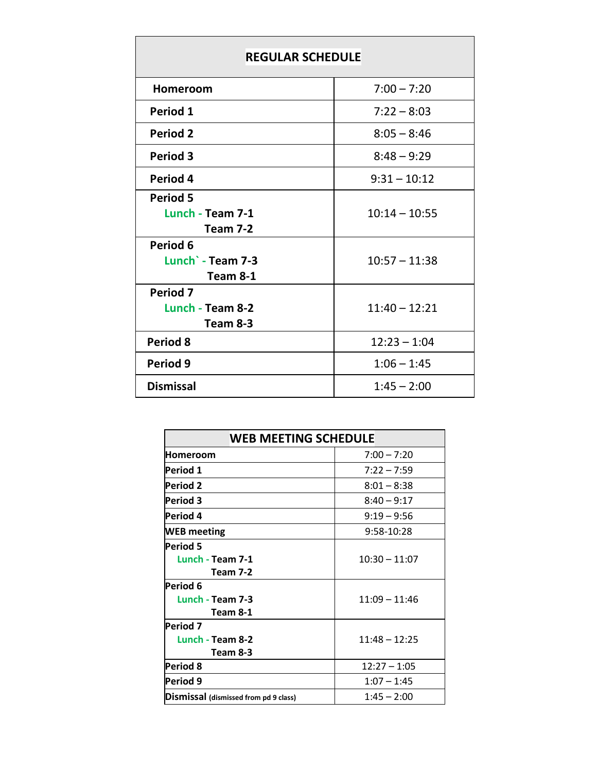| REGULAR SCHEDULE | |
|---|---|
| **Homeroom** | 7:00 – 7:20 |
| **Period 1** | 7:22 – 8:03 |
| **Period 2** | 8:05 – 8:46 |
| **Period 3** | 8:48 – 9:29 |
| **Period 4** | 9:31 – 10:12 |
| **Period 5**<br>Lunch - **Team 7-1**<br>**Team 7-2** | 10:14 – 10:55 |
| **Period 6**<br>Lunch` - **Team 7-3**<br>**Team 8-1** | 10:57 – 11:38 |
| **Period 7**<br>Lunch - **Team 8-2**<br>**Team 8-3** | 11:40 – 12:21 |
| **Period 8** | 12:23 – 1:04 |
| **Period 9** | 1:06 – 1:45 |
| **Dismissal** | 1:45 – 2:00 |

| WEB MEETING SCHEDULE | |
|---|---|
| **Homeroom** | 7:00 – 7:20 |
| **Period 1** | 7:22 – 7:59 |
| **Period 2** | 8:01 – 8:38 |
| **Period 3** | 8:40 – 9:17 |
| **Period 4** | 9:19 – 9:56 |
| **WEB meeting** | 9:58-10:28 |
| **Period 5**<br>Lunch - **Team 7-1**<br>**Team 7-2** | 10:30 – 11:07 |
| **Period 6**<br>Lunch - **Team 7-3**<br>**Team 8-1** | 11:09 – 11:46 |
| **Period 7**<br>Lunch - **Team 8-2**<br>**Team 8-3** | 11:48 – 12:25 |
| **Period 8** | 12:27 – 1:05 |
| **Period 9** | 1:07 – 1:45 |
| **Dismissal** (dismissed from pd 9 class) | 1:45 – 2:00 |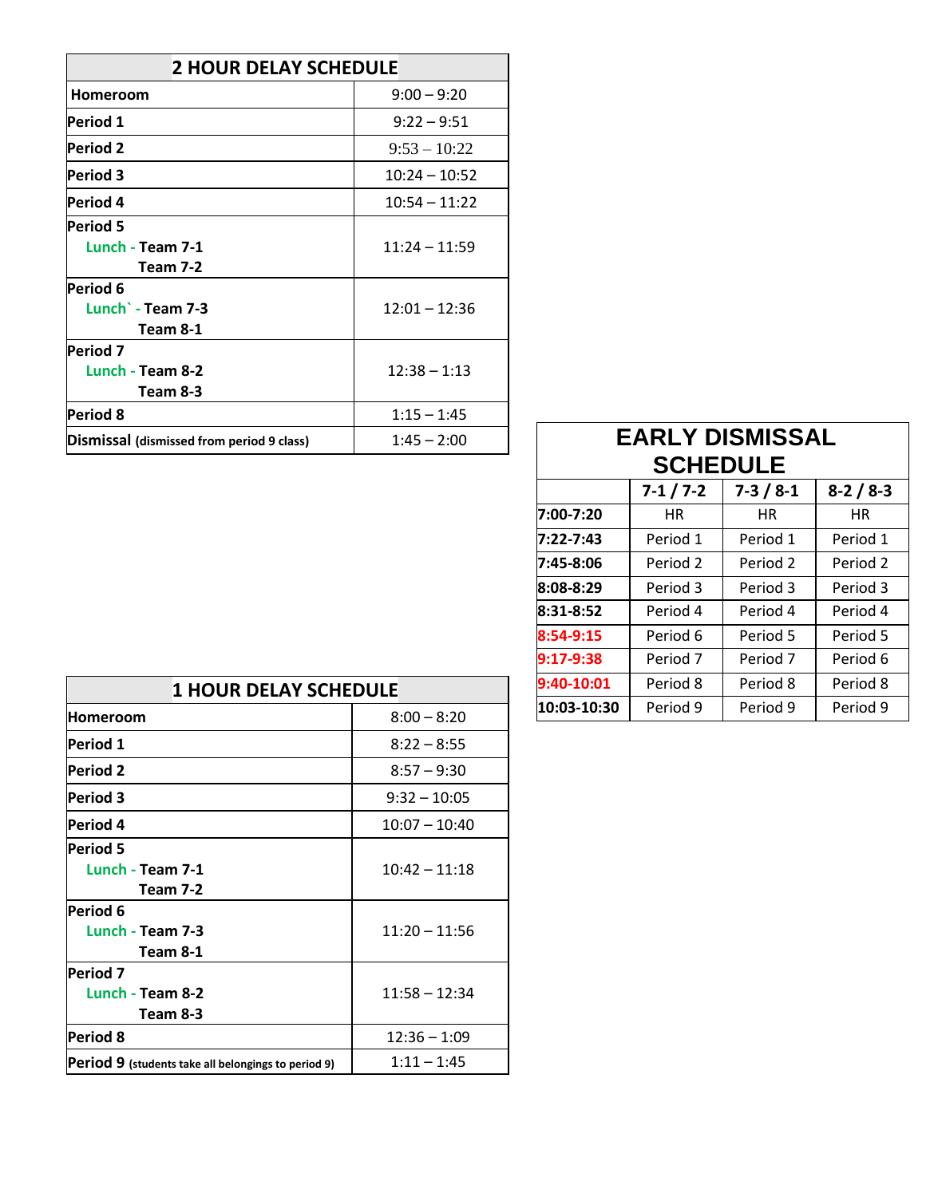| 2 HOUR DELAY SCHEDULE | |
|---|---|
| **Homeroom** | 9:00 – 9:20 |
| **Period 1** | 9:22 – 9:51 |
| **Period 2** | 9:53 – 10:22 |
| **Period 3** | 10:24 – 10:52 |
| **Period 4** | 10:54 – 11:22 |
| **Period 5** Lunch - **Team 7-1** **Team 7-2** | 11:24 – 11:59 |
| **Period 6** Lunch` - **Team 7-3** **Team 8-1** | 12:01 – 12:36 |
| **Period 7** Lunch - **Team 8-2** **Team 8-3** | 12:38 – 1:13 |
| **Period 8** | 1:15 – 1:45 |
| **Dismissal** (dismissed from period 9 class) | 1:45 – 2:00 |

| EARLY DISMISSAL SCHEDULE | | | |
|---|---|---|---|
| | **7-1 / 7-2** | **7-3 / 8-1** | **8-2 / 8-3** |
| **7:00-7:20** | HR | HR | HR |
| **7:22-7:43** | Period 1 | Period 1 | Period 1 |
| **7:45-8:06** | Period 2 | Period 2 | Period 2 |
| **8:08-8:29** | Period 3 | Period 3 | Period 3 |
| **8:31-8:52** | Period 4 | Period 4 | Period 4 |
| **8:54-9:15** | Period 6 | Period 5 | Period 5 |
| **9:17-9:38** | Period 7 | Period 7 | Period 6 |
| **9:40-10:01** | Period 8 | Period 8 | Period 8 |
| **10:03-10:30** | Period 9 | Period 9 | Period 9 |

| 1 HOUR DELAY SCHEDULE | |
|---|---|
| **Homeroom** | 8:00 – 8:20 |
| **Period 1** | 8:22 – 8:55 |
| **Period 2** | 8:57 – 9:30 |
| **Period 3** | 9:32 – 10:05 |
| **Period 4** | 10:07 – 10:40 |
| **Period 5** Lunch - **Team 7-1** **Team 7-2** | 10:42 – 11:18 |
| **Period 6** Lunch - **Team 7-3** **Team 8-1** | 11:20 – 11:56 |
| **Period 7** Lunch - **Team 8-2** **Team 8-3** | 11:58 – 12:34 |
| **Period 8** | 12:36 – 1:09 |
| **Period 9** (students take all belongings to period 9) | 1:11 – 1:45 |